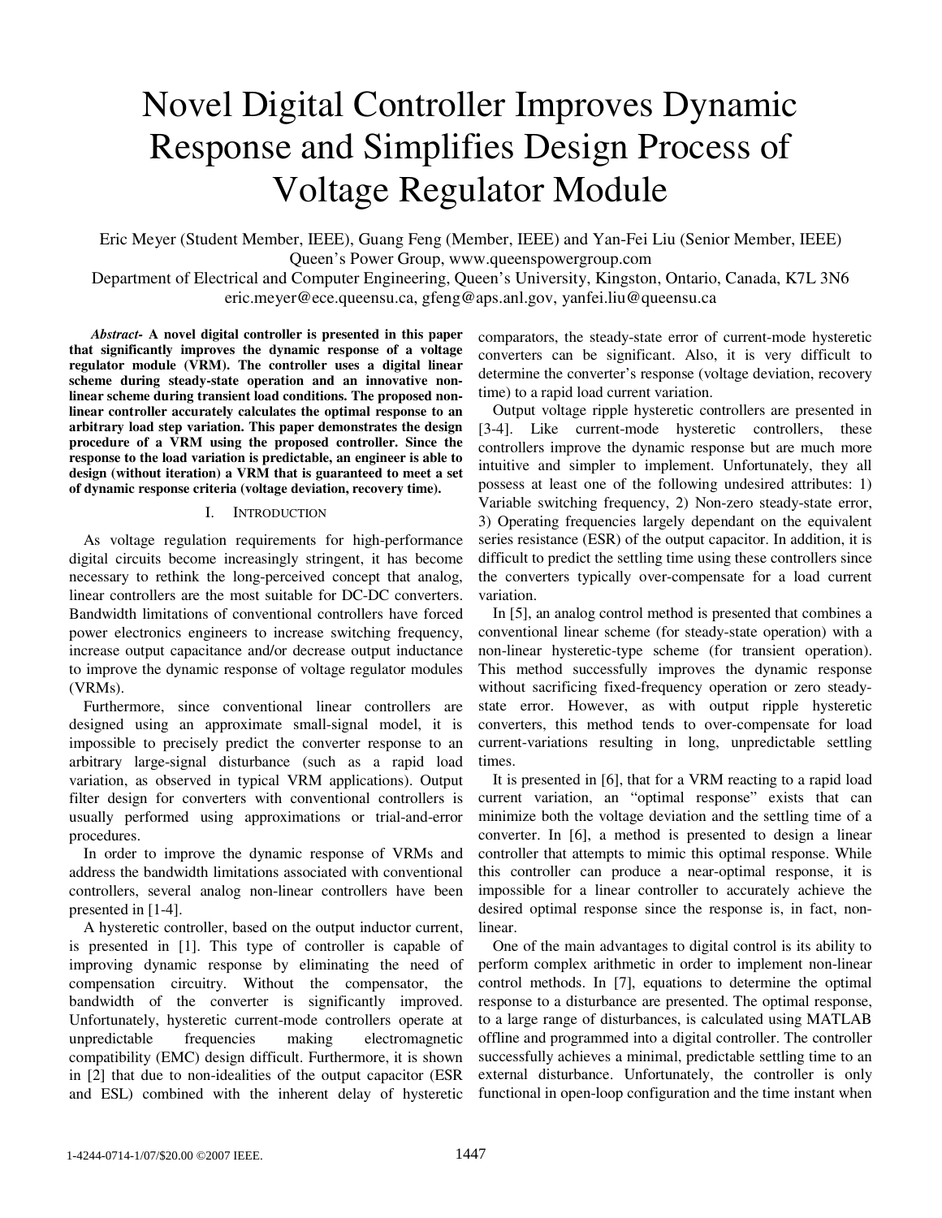# Novel Digital Controller Improves Dynamic Response and Simplifies Design Process of Voltage Regulator Module

Eric Meyer (Student Member, IEEE), Guang Feng (Member, IEEE) and Yan-Fei Liu (Senior Member, IEEE)
Queen's Power Group, www.queenspowergroup.com
Department of Electrical and Computer Engineering, Queen's University, Kingston, Ontario, Canada, K7L 3N6
eric.meyer@ece.queensu.ca, gfeng@aps.anl.gov, yanfei.liu@queensu.ca

***Abstract-*** **A novel digital controller is presented in this paper that significantly improves the dynamic response of a voltage regulator module (VRM). The controller uses a digital linear scheme during steady-state operation and an innovative non-linear scheme during transient load conditions. The proposed non-linear controller accurately calculates the optimal response to an arbitrary load step variation. This paper demonstrates the design procedure of a VRM using the proposed controller. Since the response to the load variation is predictable, an engineer is able to design (without iteration) a VRM that is guaranteed to meet a set of dynamic response criteria (voltage deviation, recovery time).**

## I. Introduction

As voltage regulation requirements for high-performance digital circuits become increasingly stringent, it has become necessary to rethink the long-perceived concept that analog, linear controllers are the most suitable for DC-DC converters. Bandwidth limitations of conventional controllers have forced power electronics engineers to increase switching frequency, increase output capacitance and/or decrease output inductance to improve the dynamic response of voltage regulator modules (VRMs).

Furthermore, since conventional linear controllers are designed using an approximate small-signal model, it is impossible to precisely predict the converter response to an arbitrary large-signal disturbance (such as a rapid load variation, as observed in typical VRM applications). Output filter design for converters with conventional controllers is usually performed using approximations or trial-and-error procedures.

In order to improve the dynamic response of VRMs and address the bandwidth limitations associated with conventional controllers, several analog non-linear controllers have been presented in [1-4].

A hysteretic controller, based on the output inductor current, is presented in [1]. This type of controller is capable of improving dynamic response by eliminating the need of compensation circuitry. Without the compensator, the bandwidth of the converter is significantly improved. Unfortunately, hysteretic current-mode controllers operate at unpredictable frequencies making electromagnetic compatibility (EMC) design difficult. Furthermore, it is shown in [2] that due to non-idealities of the output capacitor (ESR and ESL) combined with the inherent delay of hysteretic comparators, the steady-state error of current-mode hysteretic converters can be significant. Also, it is very difficult to determine the converter's response (voltage deviation, recovery time) to a rapid load current variation.

Output voltage ripple hysteretic controllers are presented in [3-4]. Like current-mode hysteretic controllers, these controllers improve the dynamic response but are much more intuitive and simpler to implement. Unfortunately, they all possess at least one of the following undesired attributes: 1) Variable switching frequency, 2) Non-zero steady-state error, 3) Operating frequencies largely dependant on the equivalent series resistance (ESR) of the output capacitor. In addition, it is difficult to predict the settling time using these controllers since the converters typically over-compensate for a load current variation.

In [5], an analog control method is presented that combines a conventional linear scheme (for steady-state operation) with a non-linear hysteretic-type scheme (for transient operation). This method successfully improves the dynamic response without sacrificing fixed-frequency operation or zero steady-state error. However, as with output ripple hysteretic converters, this method tends to over-compensate for load current-variations resulting in long, unpredictable settling times.

It is presented in [6], that for a VRM reacting to a rapid load current variation, an "optimal response" exists that can minimize both the voltage deviation and the settling time of a converter. In [6], a method is presented to design a linear controller that attempts to mimic this optimal response. While this controller can produce a near-optimal response, it is impossible for a linear controller to accurately achieve the desired optimal response since the response is, in fact, non-linear.

One of the main advantages to digital control is its ability to perform complex arithmetic in order to implement non-linear control methods. In [7], equations to determine the optimal response to a disturbance are presented. The optimal response, to a large range of disturbances, is calculated using MATLAB offline and programmed into a digital controller. The controller successfully achieves a minimal, predictable settling time to an external disturbance. Unfortunately, the controller is only functional in open-loop configuration and the time instant when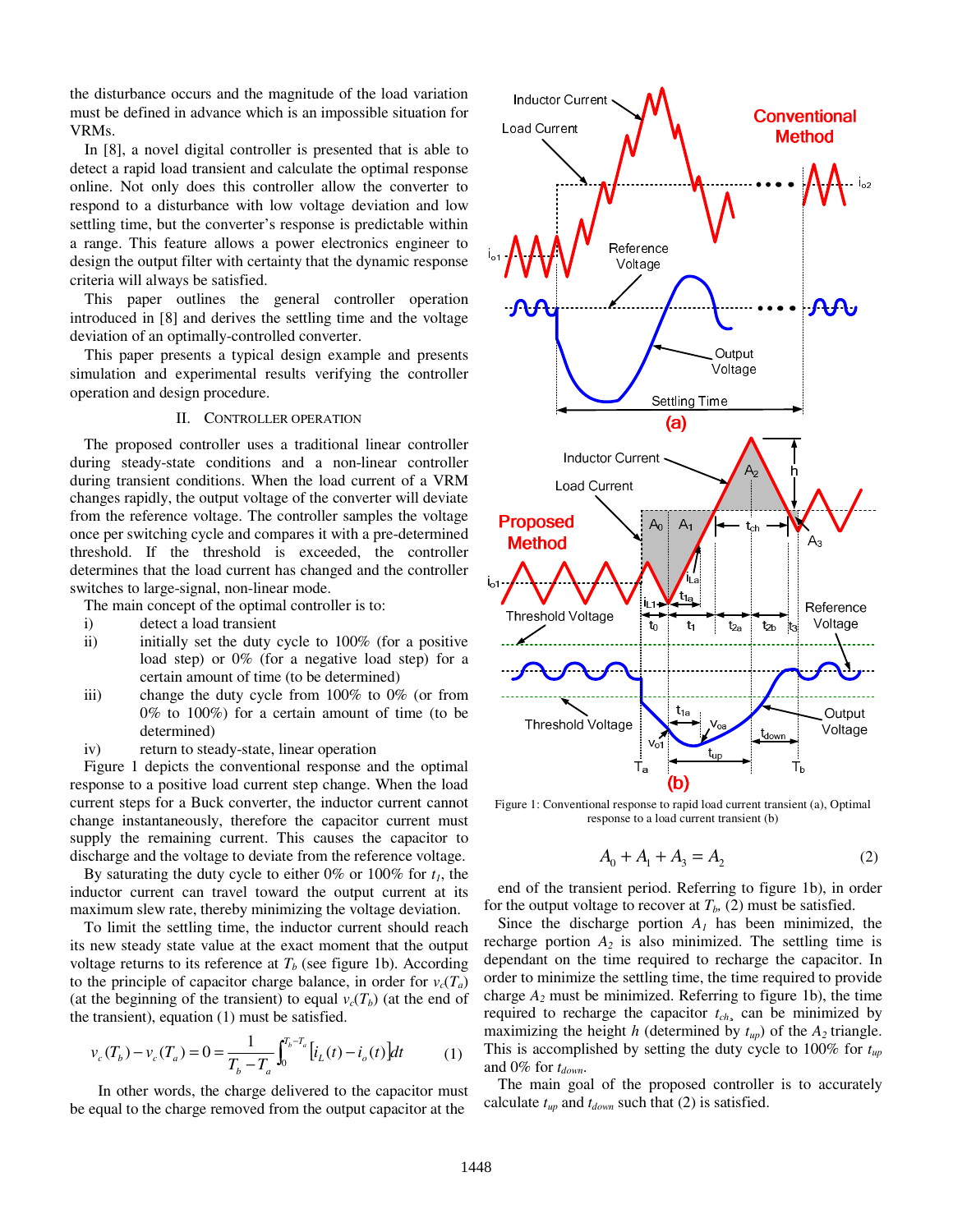the disturbance occurs and the magnitude of the load variation must be defined in advance which is an impossible situation for VRMs.

In [8], a novel digital controller is presented that is able to detect a rapid load transient and calculate the optimal response online. Not only does this controller allow the converter to respond to a disturbance with low voltage deviation and low settling time, but the converter's response is predictable within a range. This feature allows a power electronics engineer to design the output filter with certainty that the dynamic response criteria will always be satisfied.

This paper outlines the general controller operation introduced in [8] and derives the settling time and the voltage deviation of an optimally-controlled converter.

This paper presents a typical design example and presents simulation and experimental results verifying the controller operation and design procedure.

## II. Controller Operation

The proposed controller uses a traditional linear controller during steady-state conditions and a non-linear controller during transient conditions. When the load current of a VRM changes rapidly, the output voltage of the converter will deviate from the reference voltage. The controller samples the voltage once per switching cycle and compares it with a pre-determined threshold. If the threshold is exceeded, the controller determines that the load current has changed and the controller switches to large-signal, non-linear mode.

The main concept of the optimal controller is to:

i) detect a load transient
ii) initially set the duty cycle to 100% (for a positive load step) or 0% (for a negative load step) for a certain amount of time (to be determined)
iii) change the duty cycle from 100% to 0% (or from 0% to 100%) for a certain amount of time (to be determined)
iv) return to steady-state, linear operation

Figure 1 depicts the conventional response and the optimal response to a positive load current step change. When the load current steps for a Buck converter, the inductor current cannot change instantaneously, therefore the capacitor current must supply the remaining current. This causes the capacitor to discharge and the voltage to deviate from the reference voltage.

By saturating the duty cycle to either 0% or 100% for $t_1$, the inductor current can travel toward the output current at its maximum slew rate, thereby minimizing the voltage deviation.

To limit the settling time, the inductor current should reach its new steady state value at the exact moment that the output voltage returns to its reference at $T_b$ (see figure 1b). According to the principle of capacitor charge balance, in order for $v_c(T_a)$ (at the beginning of the transient) to equal $v_c(T_b)$ (at the end of the transient), equation (1) must be satisfied.

$$v_c(T_b) - v_c(T_a) = 0 = \frac{1}{T_b - T_a}\int_0^{T_b - T_a}\left[i_L(t) - i_o(t)\right]dt \tag{1}$$

In other words, the charge delivered to the capacitor must be equal to the charge removed from the output capacitor at the end of the transient period. Referring to figure 1b), in order for the output voltage to recover at $T_b$, (2) must be satisfied.

Figure 1: Conventional response to rapid load current transient (a), Optimal response to a load current transient (b)

$$A_0 + A_1 + A_3 = A_2 \tag{2}$$

Since the discharge portion $A_1$ has been minimized, the recharge portion $A_2$ is also minimized. The settling time is dependant on the time required to recharge the capacitor. In order to minimize the settling time, the time required to provide charge $A_2$ must be minimized. Referring to figure 1b), the time required to recharge the capacitor $t_{ch}$, can be minimized by maximizing the height $h$ (determined by $t_{up}$) of the $A_2$ triangle. This is accomplished by setting the duty cycle to 100% for $t_{up}$ and 0% for $t_{down}$.

The main goal of the proposed controller is to accurately calculate $t_{up}$ and $t_{down}$ such that (2) is satisfied.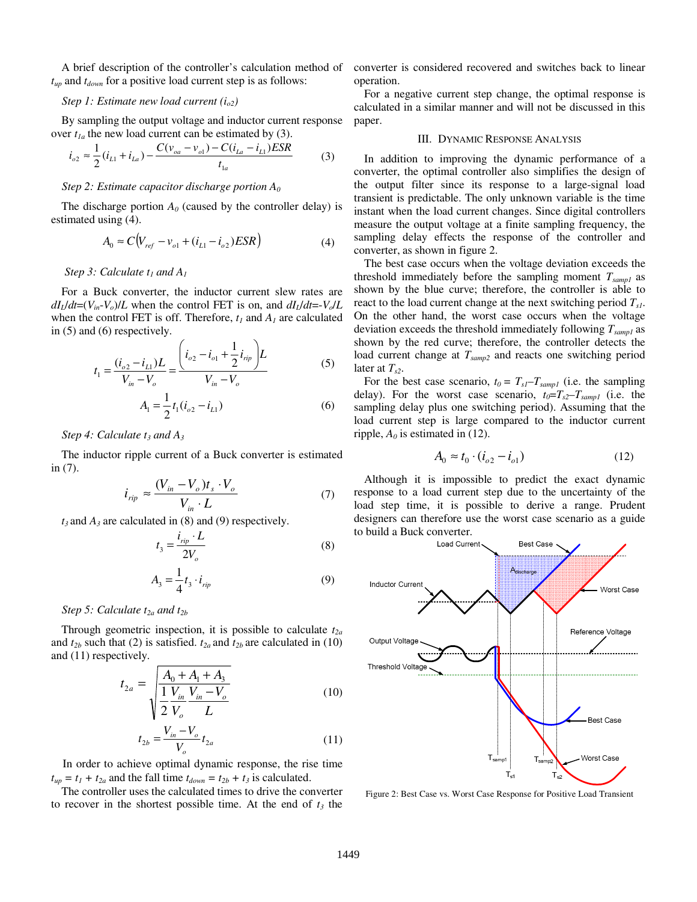A brief description of the controller's calculation method of $t_{up}$ and $t_{down}$ for a positive load current step is as follows:

*Step 1: Estimate new load current ($i_{o2}$)*

By sampling the output voltage and inductor current response over $t_{1a}$ the new load current can be estimated by (3).

$$i_{o2} \approx \frac{1}{2}(i_{L1} + i_{La}) - \frac{C(v_{oa} - v_{o1}) - C(i_{La} - i_{L1})ESR}{t_{1a}} \tag{3}$$

*Step 2: Estimate capacitor discharge portion $A_0$*

The discharge portion $A_0$ (caused by the controller delay) is estimated using (4).

$$A_0 \approx C\left(V_{ref} - v_{o1} + (i_{L1} - i_{o2})ESR\right) \tag{4}$$

*Step 3: Calculate $t_1$ and $A_1$*

For a Buck converter, the inductor current slew rates are $dI_L/dt=(V_{in}-V_o)/L$ when the control FET is on, and $dI_L/dt=-V_o/L$ when the control FET is off. Therefore, $t_1$ and $A_1$ are calculated in (5) and (6) respectively.

$$t_1 = \frac{(i_{o2} - i_{L1})L}{V_{in} - V_o} = \frac{\left(i_{o2} - i_{o1} + \frac{1}{2}i_{rip}\right)L}{V_{in} - V_o} \tag{5}$$

$$A_1 = \frac{1}{2}t_1(i_{o2} - i_{L1}) \tag{6}$$

*Step 4: Calculate $t_3$ and $A_3$*

The inductor ripple current of a Buck converter is estimated in (7).

$$i_{rip} \approx \frac{(V_{in} - V_o)t_s \cdot V_o}{V_{in} \cdot L} \tag{7}$$

$t_3$ and $A_3$ are calculated in (8) and (9) respectively.

$$t_3 = \frac{i_{rip} \cdot L}{2V_o} \tag{8}$$

$$A_3 = \frac{1}{4}t_3 \cdot i_{rip} \tag{9}$$

*Step 5: Calculate $t_{2a}$ and $t_{2b}$*

Through geometric inspection, it is possible to calculate $t_{2a}$ and $t_{2b}$ such that (2) is satisfied. $t_{2a}$ and $t_{2b}$ are calculated in (10) and (11) respectively.

$$t_{2a} = \sqrt{\frac{A_0 + A_1 + A_3}{\frac{1}{2}\frac{V_{in}}{V_o}\frac{V_{in} - V_o}{L}}} \tag{10}$$

$$t_{2b} = \frac{V_{in} - V_o}{V_o}t_{2a} \tag{11}$$

In order to achieve optimal dynamic response, the rise time $t_{up} = t_1 + t_{2a}$ and the fall time $t_{down} = t_{2b} + t_3$ is calculated.

The controller uses the calculated times to drive the converter to recover in the shortest possible time. At the end of $t_3$ the converter is considered recovered and switches back to linear operation.

For a negative current step change, the optimal response is calculated in a similar manner and will not be discussed in this paper.

## III. Dynamic Response Analysis

In addition to improving the dynamic performance of a converter, the optimal controller also simplifies the design of the output filter since its response to a large-signal load transient is predictable. The only unknown variable is the time instant when the load current changes. Since digital controllers measure the output voltage at a finite sampling frequency, the sampling delay effects the response of the controller and converter, as shown in figure 2.

The best case occurs when the voltage deviation exceeds the threshold immediately before the sampling moment $T_{samp1}$ as shown by the blue curve; therefore, the controller is able to react to the load current change at the next switching period $T_{s1}$. On the other hand, the worst case occurs when the voltage deviation exceeds the threshold immediately following $T_{samp1}$ as shown by the red curve; therefore, the controller detects the load current change at $T_{samp2}$ and reacts one switching period later at $T_{s2}$.

For the best case scenario, $t_0 = T_{s1}–T_{samp1}$ (i.e. the sampling delay). For the worst case scenario, $t_0=T_{s2}–T_{samp1}$ (i.e. the sampling delay plus one switching period). Assuming that the load current step is large compared to the inductor current ripple, $A_0$ is estimated in (12).

$$A_0 \approx t_0 \cdot (i_{o2} - i_{o1}) \tag{12}$$

Although it is impossible to predict the exact dynamic response to a load current step due to the uncertainty of the load step time, it is possible to derive a range. Prudent designers can therefore use the worst case scenario as a guide to build a Buck converter.

Figure 2: Best Case vs. Worst Case Response for Positive Load Transient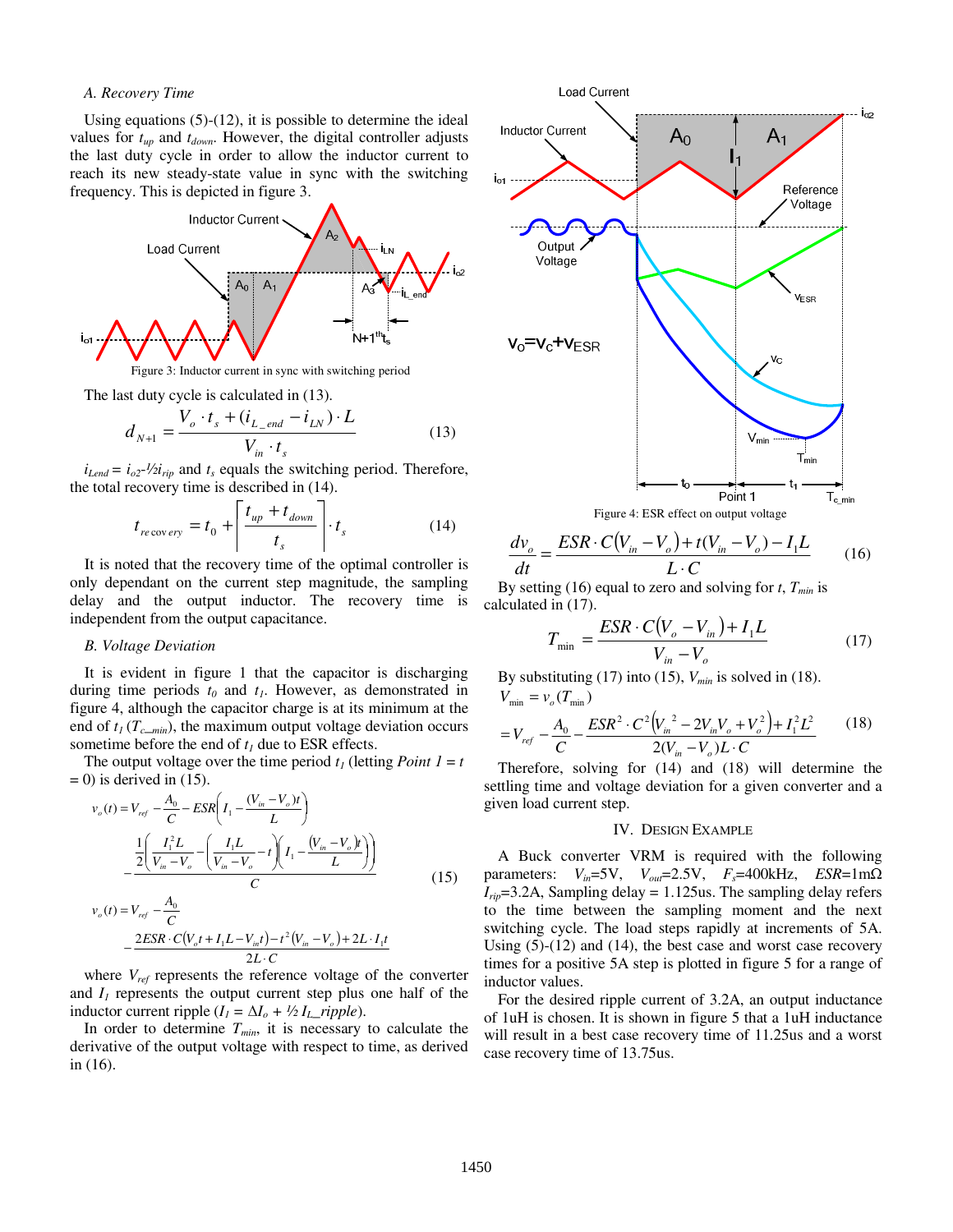### A. Recovery Time

Using equations (5)-(12), it is possible to determine the ideal values for $t_{up}$ and $t_{down}$. However, the digital controller adjusts the last duty cycle in order to allow the inductor current to reach its new steady-state value in sync with the switching frequency. This is depicted in figure 3.

Figure 3: Inductor current in sync with switching period

The last duty cycle is calculated in (13).

$$d_{N+1} = \frac{V_o \cdot t_s + (i_{L\_end} - i_{LN}) \cdot L}{V_{in} \cdot t_s} \tag{13}$$

$i_{Lend} = i_{o2} - ½ i_{rip}$ and $t_s$ equals the switching period. Therefore, the total recovery time is described in (14).

$$t_{recovery} = t_0 + \left\lceil \frac{t_{up} + t_{down}}{t_s} \right\rceil \cdot t_s \tag{14}$$

It is noted that the recovery time of the optimal controller is only dependant on the current step magnitude, the sampling delay and the output inductor. The recovery time is independent from the output capacitance.

### B. Voltage Deviation

It is evident in figure 1 that the capacitor is discharging during time periods $t_0$ and $t_1$. However, as demonstrated in figure 4, although the capacitor charge is at its minimum at the end of $t_1$ ($T_{c\_min}$), the maximum output voltage deviation occurs sometime before the end of $t_1$ due to ESR effects.

The output voltage over the time period $t_1$ (letting *Point 1* = $t$ = 0) is derived in (15).

$$v_o(t) = V_{ref} - \frac{A_0}{C} - ESR\left(I_1 - \frac{(V_{in} - V_o)t}{L}\right) - \frac{\frac{1}{2}\left(\frac{I_1^2 L}{V_{in} - V_o} - \left(\frac{I_1 L}{V_{in} - V_o} - t\right)\left(I_1 - \frac{(V_{in} - V_o)t}{L}\right)\right)}{C}$$

$$v_o(t) = V_{ref} - \frac{A_0}{C} - \frac{2ESR \cdot C(V_o t + I_1 L - V_{in} t) - t^2(V_{in} - V_o) + 2L \cdot I_1 t}{2L \cdot C} \tag{15}$$

where $V_{ref}$ represents the reference voltage of the converter and $I_1$ represents the output current step plus one half of the inductor current ripple ($I_1 = \Delta I_o + ½ I_{L}\_ripple$).

In order to determine $T_{min}$, it is necessary to calculate the derivative of the output voltage with respect to time, as derived in (16).

Figure 4: ESR effect on output voltage

$$\frac{dv_o}{dt} = \frac{ESR \cdot C(V_{in} - V_o) + t(V_{in} - V_o) - I_1 L}{L \cdot C} \tag{16}$$

By setting (16) equal to zero and solving for $t$, $T_{min}$ is calculated in (17).

$$T_{\min} = \frac{ESR \cdot C(V_o - V_{in}) + I_1 L}{V_{in} - V_o} \tag{17}$$

By substituting (17) into (15), $V_{min}$ is solved in (18).

$$V_{\min} = v_o(T_{\min})$$

$$= V_{ref} - \frac{A_0}{C} - \frac{ESR^2 \cdot C^2(V_{in}^2 - 2V_{in}V_o + V_o^2) + I_1^2 L^2}{2(V_{in} - V_o)L \cdot C} \tag{18}$$

Therefore, solving for (14) and (18) will determine the settling time and voltage deviation for a given converter and a given load current step.

## IV. Design Example

A Buck converter VRM is required with the following parameters: $V_{in}$=5V, $V_{out}$=2.5V, $F_s$=400kHz, $ESR$=1mΩ $I_{rip}$=3.2A, Sampling delay = 1.125us. The sampling delay refers to the time between the sampling moment and the next switching cycle. The load steps rapidly at increments of 5A. Using (5)-(12) and (14), the best case and worst case recovery times for a positive 5A step is plotted in figure 5 for a range of inductor values.

For the desired ripple current of 3.2A, an output inductance of 1uH is chosen. It is shown in figure 5 that a 1uH inductance will result in a best case recovery time of 11.25us and a worst case recovery time of 13.75us.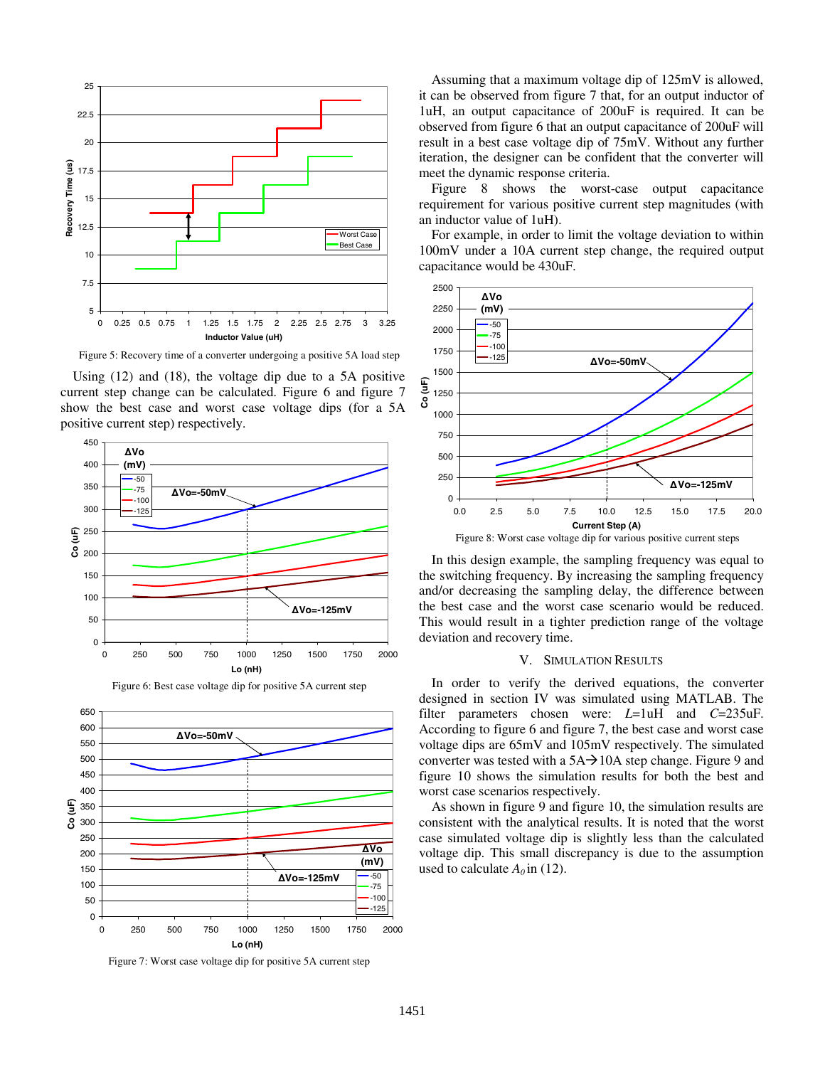Figure 5: Recovery time of a converter undergoing a positive 5A load step

Using (12) and (18), the voltage dip due to a 5A positive current step change can be calculated. Figure 6 and figure 7 show the best case and worst case voltage dips (for a 5A positive current step) respectively.

Figure 6: Best case voltage dip for positive 5A current step

Figure 7: Worst case voltage dip for positive 5A current step

Assuming that a maximum voltage dip of 125mV is allowed, it can be observed from figure 7 that, for an output inductor of 1uH, an output capacitance of 200uF is required. It can be observed from figure 6 that an output capacitance of 200uF will result in a best case voltage dip of 75mV. Without any further iteration, the designer can be confident that the converter will meet the dynamic response criteria.

Figure 8 shows the worst-case output capacitance requirement for various positive current step magnitudes (with an inductor value of 1uH).

For example, in order to limit the voltage deviation to within 100mV under a 10A current step change, the required output capacitance would be 430uF.

Figure 8: Worst case voltage dip for various positive current steps

In this design example, the sampling frequency was equal to the switching frequency. By increasing the sampling frequency and/or decreasing the sampling delay, the difference between the best case and the worst case scenario would be reduced. This would result in a tighter prediction range of the voltage deviation and recovery time.

## V. Simulation Results

In order to verify the derived equations, the converter designed in section IV was simulated using MATLAB. The filter parameters chosen were: $L$=1uH and $C$=235uF. According to figure 6 and figure 7, the best case and worst case voltage dips are 65mV and 105mV respectively. The simulated converter was tested with a 5A→10A step change. Figure 9 and figure 10 shows the simulation results for both the best and worst case scenarios respectively.

As shown in figure 9 and figure 10, the simulation results are consistent with the analytical results. It is noted that the worst case simulated voltage dip is slightly less than the calculated voltage dip. This small discrepancy is due to the assumption used to calculate $A_0$ in (12).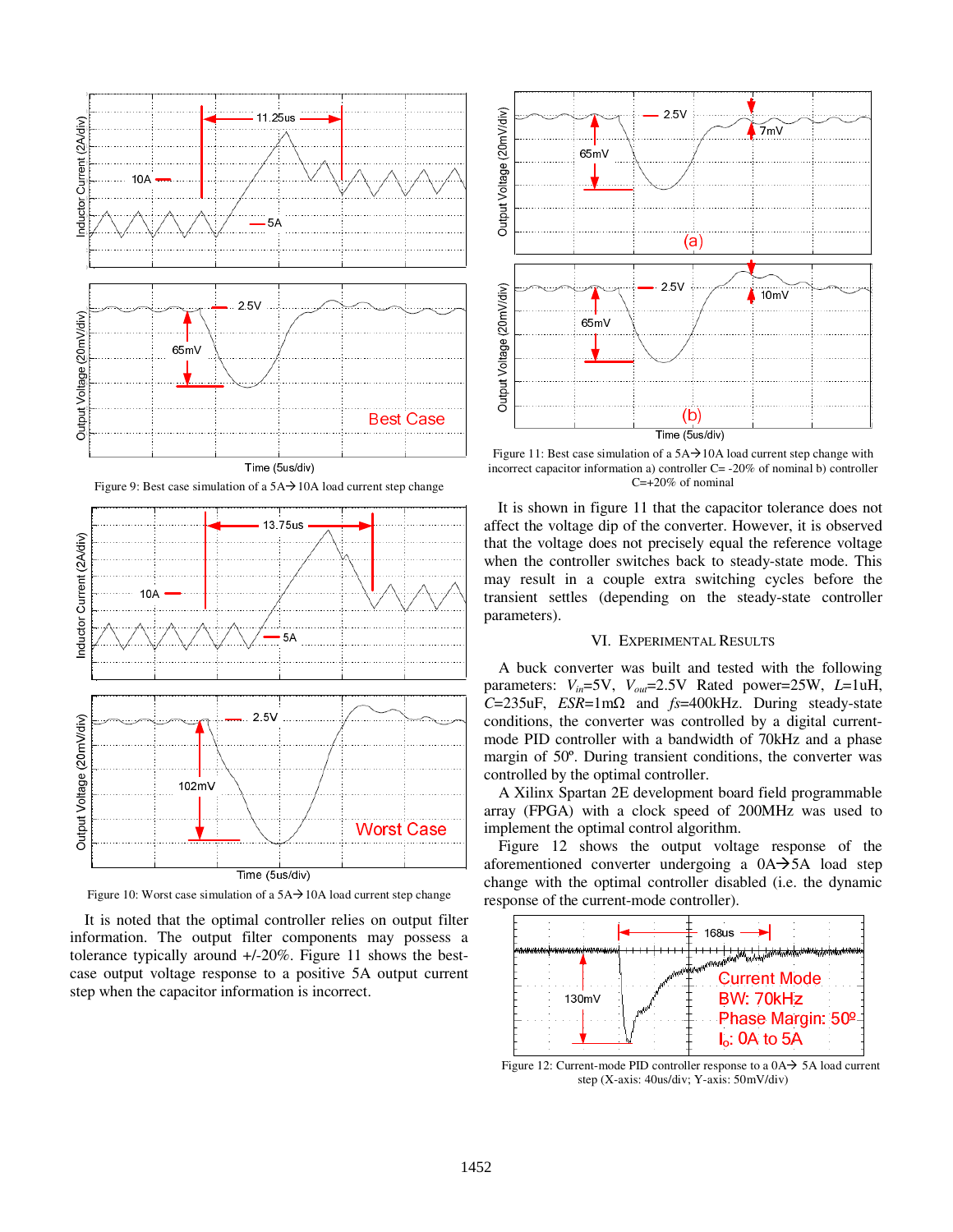Figure 9: Best case simulation of a 5A→10A load current step change

Figure 10: Worst case simulation of a 5A→10A load current step change

It is noted that the optimal controller relies on output filter information. The output filter components may possess a tolerance typically around +/-20%. Figure 11 shows the best-case output voltage response to a positive 5A output current step when the capacitor information is incorrect.

Figure 11: Best case simulation of a 5A→10A load current step change with incorrect capacitor information a) controller C= -20% of nominal b) controller C=+20% of nominal

It is shown in figure 11 that the capacitor tolerance does not affect the voltage dip of the converter. However, it is observed that the voltage does not precisely equal the reference voltage when the controller switches back to steady-state mode. This may result in a couple extra switching cycles before the transient settles (depending on the steady-state controller parameters).

## VI. Experimental Results

A buck converter was built and tested with the following parameters: $V_{in}$=5V, $V_{out}$=2.5V Rated power=25W, $L$=1uH, $C$=235uF, $ESR$=1mΩ and $fs$=400kHz. During steady-state conditions, the converter was controlled by a digital current-mode PID controller with a bandwidth of 70kHz and a phase margin of 50º. During transient conditions, the converter was controlled by the optimal controller.

A Xilinx Spartan 2E development board field programmable array (FPGA) with a clock speed of 200MHz was used to implement the optimal control algorithm.

Figure 12 shows the output voltage response of the aforementioned converter undergoing a 0A→5A load step change with the optimal controller disabled (i.e. the dynamic response of the current-mode controller).

Figure 12: Current-mode PID controller response to a 0A→ 5A load current step (X-axis: 40us/div; Y-axis: 50mV/div)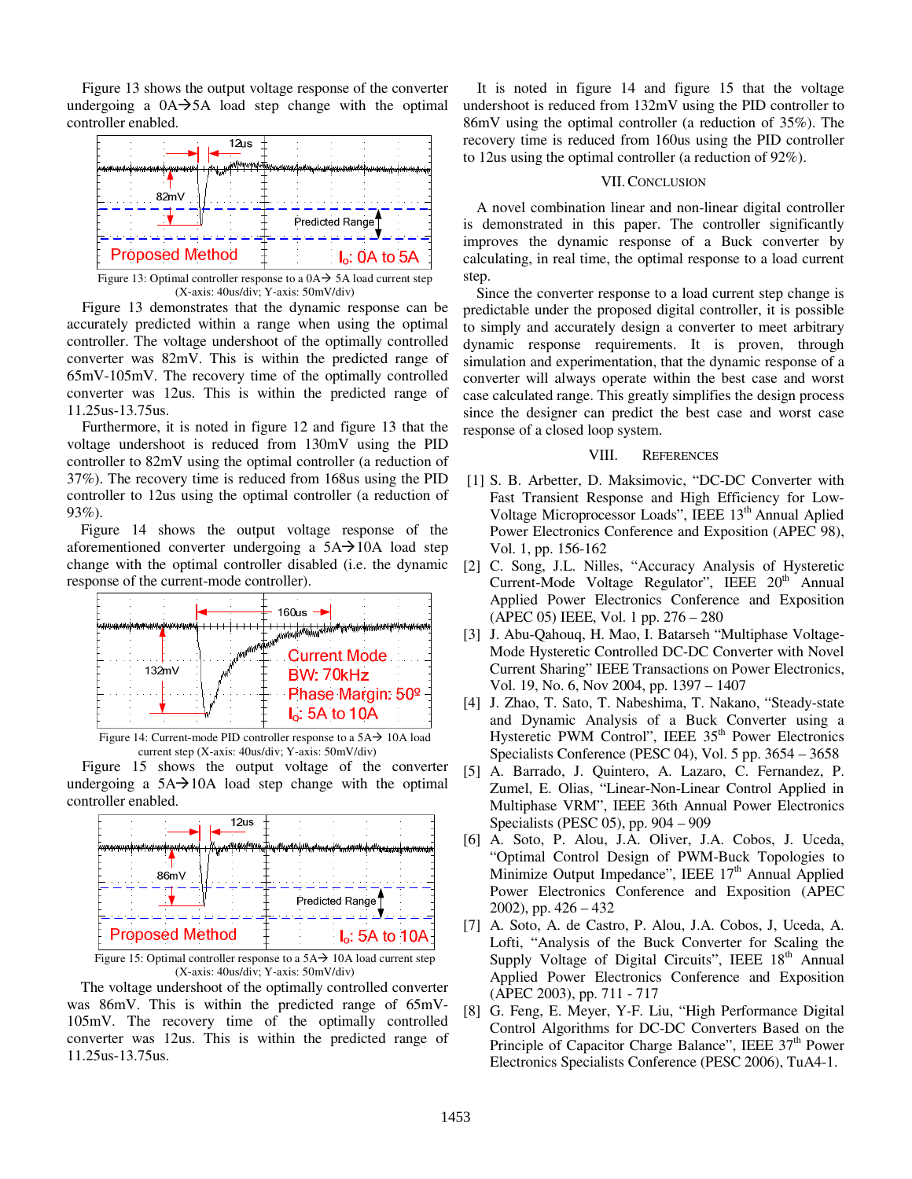Figure 13 shows the output voltage response of the converter undergoing a 0A→5A load step change with the optimal controller enabled.

12us

82mV

Predicted Range

Proposed Method

$I_o$: 0A to 5A

Figure 13: Optimal controller response to a 0A→ 5A load current step (X-axis: 40us/div; Y-axis: 50mV/div)

Figure 13 demonstrates that the dynamic response can be accurately predicted within a range when using the optimal controller. The voltage undershoot of the optimally controlled converter was 82mV. This is within the predicted range of 65mV-105mV. The recovery time of the optimally controlled converter was 12us. This is within the predicted range of 11.25us-13.75us.

Furthermore, it is noted in figure 12 and figure 13 that the voltage undershoot is reduced from 130mV using the PID controller to 82mV using the optimal controller (a reduction of 37%). The recovery time is reduced from 168us using the PID controller to 12us using the optimal controller (a reduction of 93%).

Figure 14 shows the output voltage response of the aforementioned converter undergoing a 5A→10A load step change with the optimal controller disabled (i.e. the dynamic response of the current-mode controller).

160us

132mV

Current Mode

BW: 70kHz

Phase Margin: 50º

$I_o$: 5A to 10A

Figure 14: Current-mode PID controller response to a 5A→ 10A load current step (X-axis: 40us/div; Y-axis: 50mV/div)

Figure 15 shows the output voltage of the converter undergoing a 5A→10A load step change with the optimal controller enabled.

12us

86mV

Predicted Range

Proposed Method

$I_o$: 5A to 10A

Figure 15: Optimal controller response to a 5A→ 10A load current step (X-axis: 40us/div; Y-axis: 50mV/div)

The voltage undershoot of the optimally controlled converter was 86mV. This is within the predicted range of 65mV-105mV. The recovery time of the optimally controlled converter was 12us. This is within the predicted range of 11.25us-13.75us.

It is noted in figure 14 and figure 15 that the voltage undershoot is reduced from 132mV using the PID controller to 86mV using the optimal controller (a reduction of 35%). The recovery time is reduced from 160us using the PID controller to 12us using the optimal controller (a reduction of 92%).

## VII. Conclusion

A novel combination linear and non-linear digital controller is demonstrated in this paper. The controller significantly improves the dynamic response of a Buck converter by calculating, in real time, the optimal response to a load current step.

Since the converter response to a load current step change is predictable under the proposed digital controller, it is possible to simply and accurately design a converter to meet arbitrary dynamic response requirements. It is proven, through simulation and experimentation, that the dynamic response of a converter will always operate within the best case and worst case calculated range. This greatly simplifies the design process since the designer can predict the best case and worst case response of a closed loop system.

## VIII. References

[1] S. B. Arbetter, D. Maksimovic, "DC-DC Converter with Fast Transient Response and High Efficiency for Low-Voltage Microprocessor Loads", IEEE 13th Annual Aplied Power Electronics Conference and Exposition (APEC 98), Vol. 1, pp. 156-162

[2] C. Song, J.L. Nilles, "Accuracy Analysis of Hysteretic Current-Mode Voltage Regulator", IEEE 20th Annual Applied Power Electronics Conference and Exposition (APEC 05) IEEE, Vol. 1 pp. 276 – 280

[3] J. Abu-Qahouq, H. Mao, I. Batarseh "Multiphase Voltage-Mode Hysteretic Controlled DC-DC Converter with Novel Current Sharing" IEEE Transactions on Power Electronics, Vol. 19, No. 6, Nov 2004, pp. 1397 – 1407

[4] J. Zhao, T. Sato, T. Nabeshima, T. Nakano, "Steady-state and Dynamic Analysis of a Buck Converter using a Hysteretic PWM Control", IEEE 35th Power Electronics Specialists Conference (PESC 04), Vol. 5 pp. 3654 – 3658

[5] A. Barrado, J. Quintero, A. Lazaro, C. Fernandez, P. Zumel, E. Olias, "Linear-Non-Linear Control Applied in Multiphase VRM", IEEE 36th Annual Power Electronics Specialists (PESC 05), pp. 904 – 909

[6] A. Soto, P. Alou, J.A. Oliver, J.A. Cobos, J. Uceda, "Optimal Control Design of PWM-Buck Topologies to Minimize Output Impedance", IEEE 17th Annual Applied Power Electronics Conference and Exposition (APEC 2002), pp. 426 – 432

[7] A. Soto, A. de Castro, P. Alou, J.A. Cobos, J, Uceda, A. Lofti, "Analysis of the Buck Converter for Scaling the Supply Voltage of Digital Circuits", IEEE 18th Annual Applied Power Electronics Conference and Exposition (APEC 2003), pp. 711 - 717

[8] G. Feng, E. Meyer, Y-F. Liu, "High Performance Digital Control Algorithms for DC-DC Converters Based on the Principle of Capacitor Charge Balance", IEEE 37th Power Electronics Specialists Conference (PESC 2006), TuA4-1.